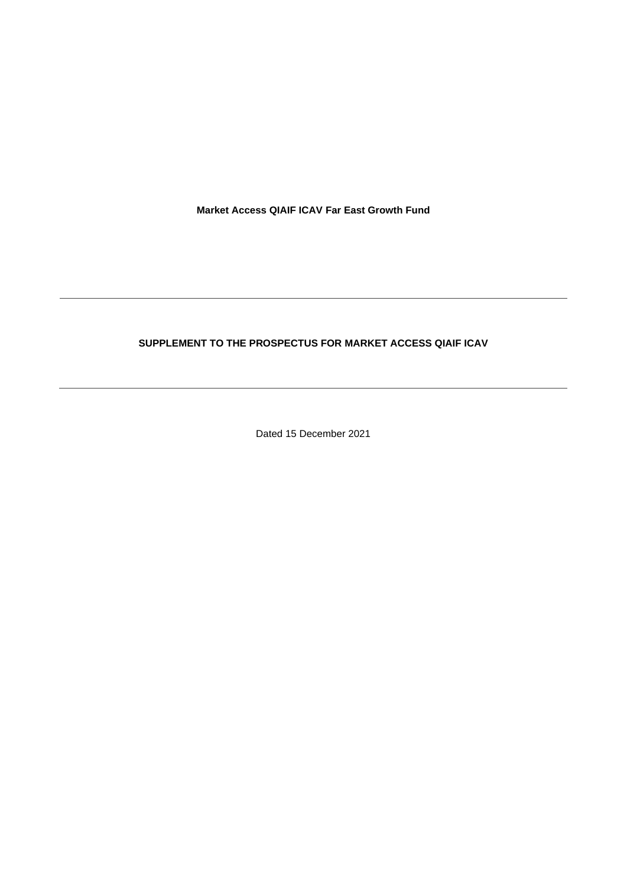**Market Access QIAIF ICAV Far East Growth Fund**

---

**SUPPLEMENT TO THE PROSPECTUS FOR MARKET ACCESS QIAIF ICAV**

---

Dated 15 December 2021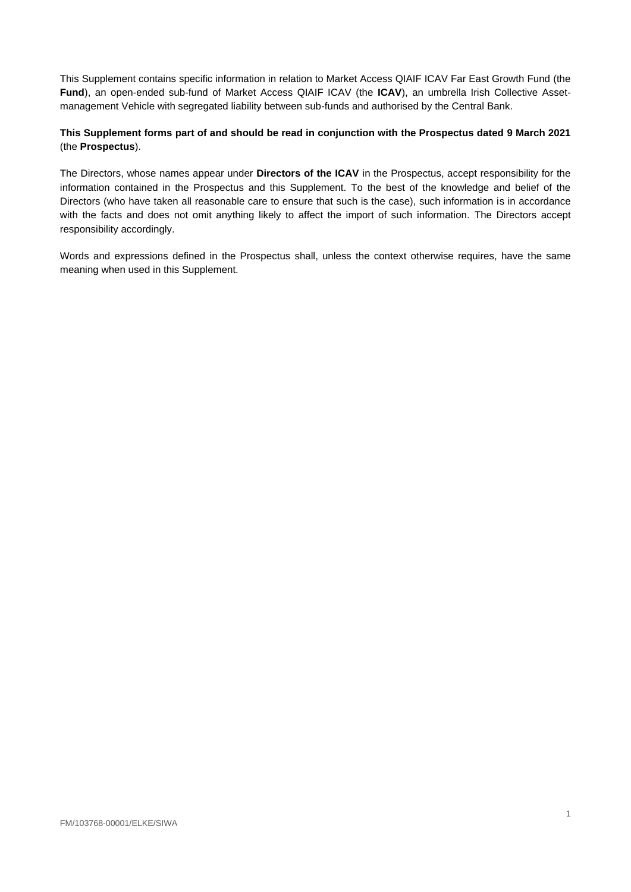This Supplement contains specific information in relation to Market Access QIAIF ICAV Far East Growth Fund (the **Fund**), an open-ended sub-fund of Market Access QIAIF ICAV (the **ICAV**), an umbrella Irish Collective Asset-management Vehicle with segregated liability between sub-funds and authorised by the Central Bank.

**This Supplement forms part of and should be read in conjunction with the Prospectus dated 9 March 2021** (the **Prospectus**).

The Directors, whose names appear under **Directors of the ICAV** in the Prospectus, accept responsibility for the information contained in the Prospectus and this Supplement. To the best of the knowledge and belief of the Directors (who have taken all reasonable care to ensure that such is the case), such information is in accordance with the facts and does not omit anything likely to affect the import of such information. The Directors accept responsibility accordingly.

Words and expressions defined in the Prospectus shall, unless the context otherwise requires, have the same meaning when used in this Supplement.

FM/103768-00001/ELKE/SIWA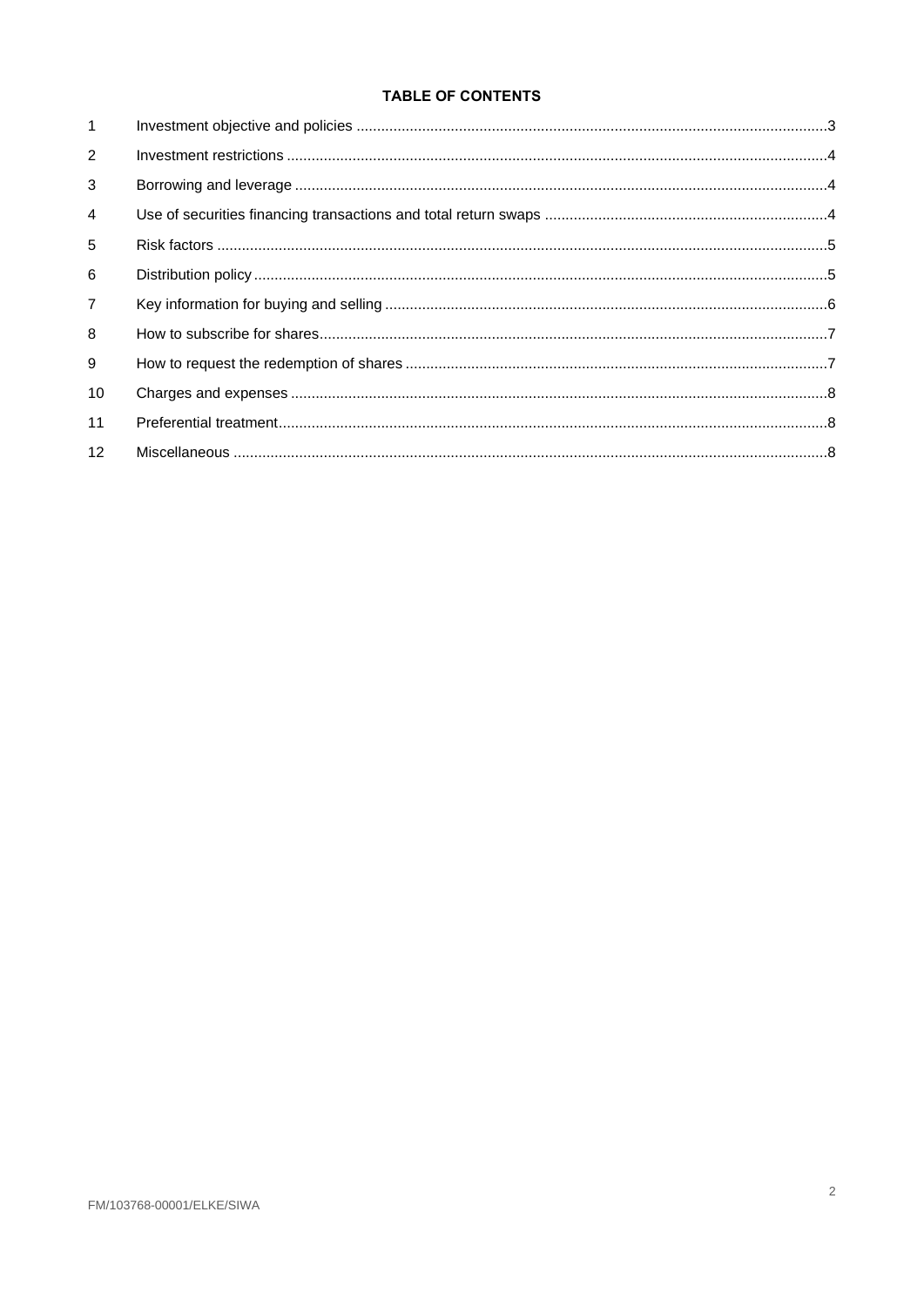**TABLE OF CONTENTS**

| | | |
|---|---|---|
| 1 | Investment objective and policies | 3 |
| 2 | Investment restrictions | 4 |
| 3 | Borrowing and leverage | 4 |
| 4 | Use of securities financing transactions and total return swaps | 4 |
| 5 | Risk factors | 5 |
| 6 | Distribution policy | 5 |
| 7 | Key information for buying and selling | 6 |
| 8 | How to subscribe for shares | 7 |
| 9 | How to request the redemption of shares | 7 |
| 10 | Charges and expenses | 8 |
| 11 | Preferential treatment | 8 |
| 12 | Miscellaneous | 8 |

FM/103768-00001/ELKE/SIWA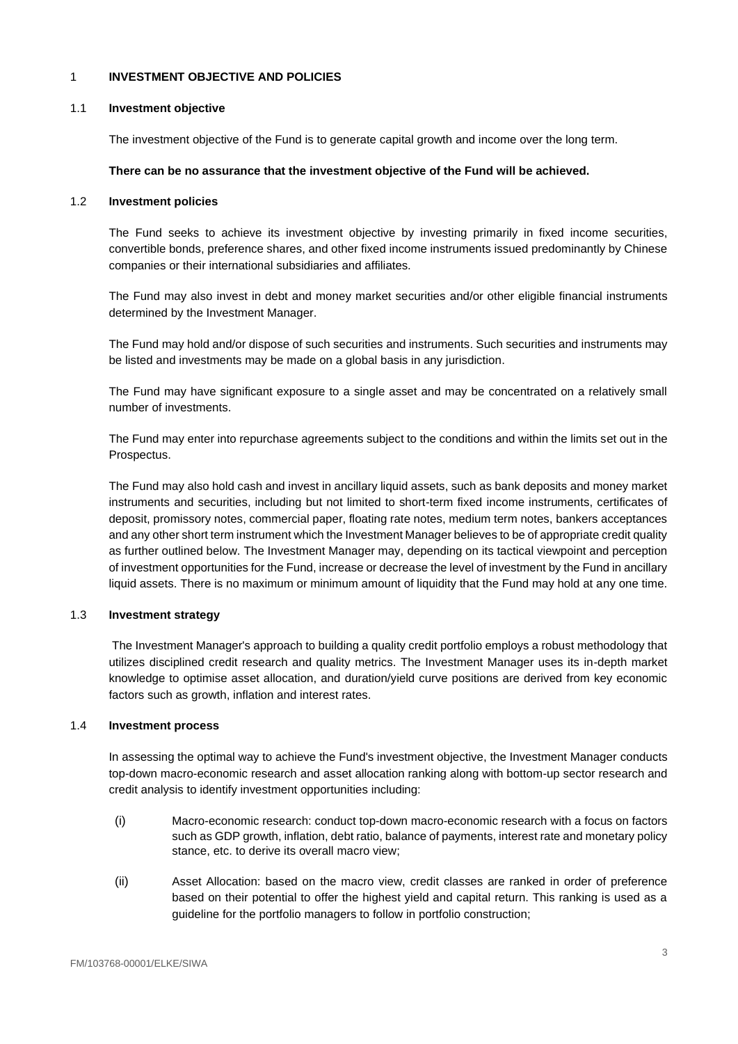## 1 INVESTMENT OBJECTIVE AND POLICIES

### 1.1 Investment objective

The investment objective of the Fund is to generate capital growth and income over the long term.

**There can be no assurance that the investment objective of the Fund will be achieved.**

### 1.2 Investment policies

The Fund seeks to achieve its investment objective by investing primarily in fixed income securities, convertible bonds, preference shares, and other fixed income instruments issued predominantly by Chinese companies or their international subsidiaries and affiliates.

The Fund may also invest in debt and money market securities and/or other eligible financial instruments determined by the Investment Manager.

The Fund may hold and/or dispose of such securities and instruments. Such securities and instruments may be listed and investments may be made on a global basis in any jurisdiction.

The Fund may have significant exposure to a single asset and may be concentrated on a relatively small number of investments.

The Fund may enter into repurchase agreements subject to the conditions and within the limits set out in the Prospectus.

The Fund may also hold cash and invest in ancillary liquid assets, such as bank deposits and money market instruments and securities, including but not limited to short-term fixed income instruments, certificates of deposit, promissory notes, commercial paper, floating rate notes, medium term notes, bankers acceptances and any other short term instrument which the Investment Manager believes to be of appropriate credit quality as further outlined below. The Investment Manager may, depending on its tactical viewpoint and perception of investment opportunities for the Fund, increase or decrease the level of investment by the Fund in ancillary liquid assets. There is no maximum or minimum amount of liquidity that the Fund may hold at any one time.

### 1.3 Investment strategy

The Investment Manager's approach to building a quality credit portfolio employs a robust methodology that utilizes disciplined credit research and quality metrics. The Investment Manager uses its in-depth market knowledge to optimise asset allocation, and duration/yield curve positions are derived from key economic factors such as growth, inflation and interest rates.

### 1.4 Investment process

In assessing the optimal way to achieve the Fund's investment objective, the Investment Manager conducts top-down macro-economic research and asset allocation ranking along with bottom-up sector research and credit analysis to identify investment opportunities including:

(i) Macro-economic research: conduct top-down macro-economic research with a focus on factors such as GDP growth, inflation, debt ratio, balance of payments, interest rate and monetary policy stance, etc. to derive its overall macro view;

(ii) Asset Allocation: based on the macro view, credit classes are ranked in order of preference based on their potential to offer the highest yield and capital return. This ranking is used as a guideline for the portfolio managers to follow in portfolio construction;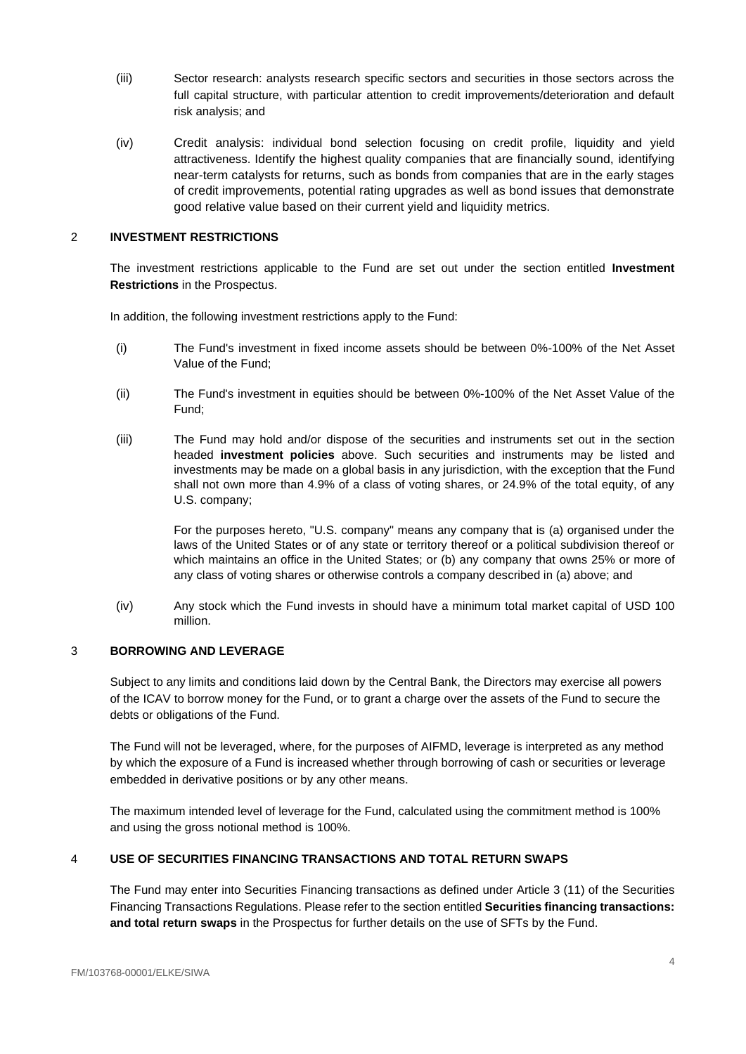(iii) Sector research: analysts research specific sectors and securities in those sectors across the full capital structure, with particular attention to credit improvements/deterioration and default risk analysis; and

(iv) Credit analysis: individual bond selection focusing on credit profile, liquidity and yield attractiveness. Identify the highest quality companies that are financially sound, identifying near-term catalysts for returns, such as bonds from companies that are in the early stages of credit improvements, potential rating upgrades as well as bond issues that demonstrate good relative value based on their current yield and liquidity metrics.

## 2 INVESTMENT RESTRICTIONS

The investment restrictions applicable to the Fund are set out under the section entitled **Investment Restrictions** in the Prospectus.

In addition, the following investment restrictions apply to the Fund:

(i) The Fund's investment in fixed income assets should be between 0%-100% of the Net Asset Value of the Fund;

(ii) The Fund's investment in equities should be between 0%-100% of the Net Asset Value of the Fund;

(iii) The Fund may hold and/or dispose of the securities and instruments set out in the section headed **investment policies** above. Such securities and instruments may be listed and investments may be made on a global basis in any jurisdiction, with the exception that the Fund shall not own more than 4.9% of a class of voting shares, or 24.9% of the total equity, of any U.S. company;

For the purposes hereto, "U.S. company" means any company that is (a) organised under the laws of the United States or of any state or territory thereof or a political subdivision thereof or which maintains an office in the United States; or (b) any company that owns 25% or more of any class of voting shares or otherwise controls a company described in (a) above; and

(iv) Any stock which the Fund invests in should have a minimum total market capital of USD 100 million.

## 3 BORROWING AND LEVERAGE

Subject to any limits and conditions laid down by the Central Bank, the Directors may exercise all powers of the ICAV to borrow money for the Fund, or to grant a charge over the assets of the Fund to secure the debts or obligations of the Fund.

The Fund will not be leveraged, where, for the purposes of AIFMD, leverage is interpreted as any method by which the exposure of a Fund is increased whether through borrowing of cash or securities or leverage embedded in derivative positions or by any other means.

The maximum intended level of leverage for the Fund, calculated using the commitment method is 100% and using the gross notional method is 100%.

## 4 USE OF SECURITIES FINANCING TRANSACTIONS AND TOTAL RETURN SWAPS

The Fund may enter into Securities Financing transactions as defined under Article 3 (11) of the Securities Financing Transactions Regulations. Please refer to the section entitled **Securities financing transactions: and total return swaps** in the Prospectus for further details on the use of SFTs by the Fund.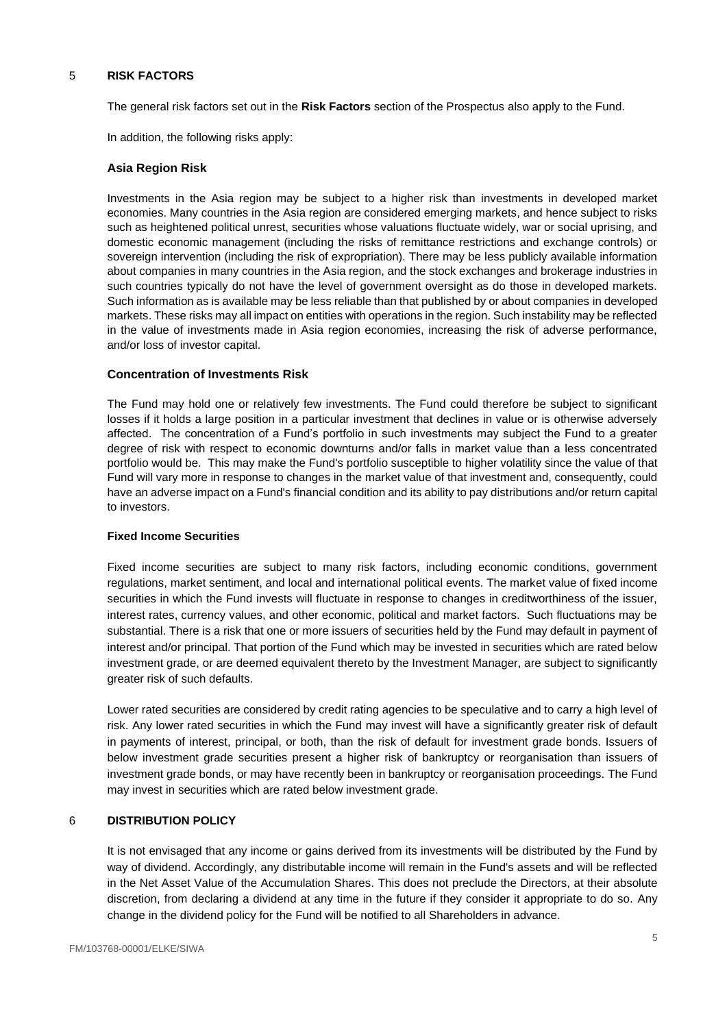## 5 RISK FACTORS

The general risk factors set out in the **Risk Factors** section of the Prospectus also apply to the Fund.

In addition, the following risks apply:

### Asia Region Risk

Investments in the Asia region may be subject to a higher risk than investments in developed market economies. Many countries in the Asia region are considered emerging markets, and hence subject to risks such as heightened political unrest, securities whose valuations fluctuate widely, war or social uprising, and domestic economic management (including the risks of remittance restrictions and exchange controls) or sovereign intervention (including the risk of expropriation). There may be less publicly available information about companies in many countries in the Asia region, and the stock exchanges and brokerage industries in such countries typically do not have the level of government oversight as do those in developed markets. Such information as is available may be less reliable than that published by or about companies in developed markets. These risks may all impact on entities with operations in the region. Such instability may be reflected in the value of investments made in Asia region economies, increasing the risk of adverse performance, and/or loss of investor capital.

### Concentration of Investments Risk

The Fund may hold one or relatively few investments. The Fund could therefore be subject to significant losses if it holds a large position in a particular investment that declines in value or is otherwise adversely affected. The concentration of a Fund's portfolio in such investments may subject the Fund to a greater degree of risk with respect to economic downturns and/or falls in market value than a less concentrated portfolio would be. This may make the Fund's portfolio susceptible to higher volatility since the value of that Fund will vary more in response to changes in the market value of that investment and, consequently, could have an adverse impact on a Fund's financial condition and its ability to pay distributions and/or return capital to investors.

### Fixed Income Securities

Fixed income securities are subject to many risk factors, including economic conditions, government regulations, market sentiment, and local and international political events. The market value of fixed income securities in which the Fund invests will fluctuate in response to changes in creditworthiness of the issuer, interest rates, currency values, and other economic, political and market factors. Such fluctuations may be substantial. There is a risk that one or more issuers of securities held by the Fund may default in payment of interest and/or principal. That portion of the Fund which may be invested in securities which are rated below investment grade, or are deemed equivalent thereto by the Investment Manager, are subject to significantly greater risk of such defaults.

Lower rated securities are considered by credit rating agencies to be speculative and to carry a high level of risk. Any lower rated securities in which the Fund may invest will have a significantly greater risk of default in payments of interest, principal, or both, than the risk of default for investment grade bonds. Issuers of below investment grade securities present a higher risk of bankruptcy or reorganisation than issuers of investment grade bonds, or may have recently been in bankruptcy or reorganisation proceedings. The Fund may invest in securities which are rated below investment grade.

## 6 DISTRIBUTION POLICY

It is not envisaged that any income or gains derived from its investments will be distributed by the Fund by way of dividend. Accordingly, any distributable income will remain in the Fund's assets and will be reflected in the Net Asset Value of the Accumulation Shares. This does not preclude the Directors, at their absolute discretion, from declaring a dividend at any time in the future if they consider it appropriate to do so. Any change in the dividend policy for the Fund will be notified to all Shareholders in advance.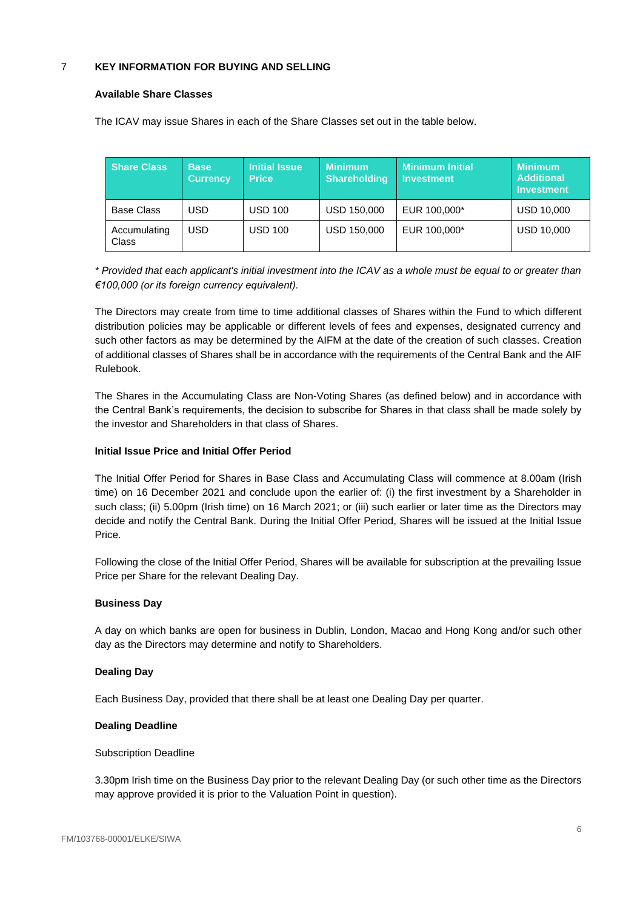## 7 KEY INFORMATION FOR BUYING AND SELLING

**Available Share Classes**

The ICAV may issue Shares in each of the Share Classes set out in the table below.

| Share Class | Base Currency | Initial Issue Price | Minimum Shareholding | Minimum Initial Investment | Minimum Additional Investment |
|---|---|---|---|---|---|
| Base Class | USD | USD 100 | USD 150,000 | EUR 100,000* | USD 10,000 |
| Accumulating Class | USD | USD 100 | USD 150,000 | EUR 100,000* | USD 10,000 |

*\* Provided that each applicant's initial investment into the ICAV as a whole must be equal to or greater than €100,000 (or its foreign currency equivalent).*

The Directors may create from time to time additional classes of Shares within the Fund to which different distribution policies may be applicable or different levels of fees and expenses, designated currency and such other factors as may be determined by the AIFM at the date of the creation of such classes. Creation of additional classes of Shares shall be in accordance with the requirements of the Central Bank and the AIF Rulebook.

The Shares in the Accumulating Class are Non-Voting Shares (as defined below) and in accordance with the Central Bank's requirements, the decision to subscribe for Shares in that class shall be made solely by the investor and Shareholders in that class of Shares.

**Initial Issue Price and Initial Offer Period**

The Initial Offer Period for Shares in Base Class and Accumulating Class will commence at 8.00am (Irish time) on 16 December 2021 and conclude upon the earlier of: (i) the first investment by a Shareholder in such class; (ii) 5.00pm (Irish time) on 16 March 2021; or (iii) such earlier or later time as the Directors may decide and notify the Central Bank. During the Initial Offer Period, Shares will be issued at the Initial Issue Price.

Following the close of the Initial Offer Period, Shares will be available for subscription at the prevailing Issue Price per Share for the relevant Dealing Day.

**Business Day**

A day on which banks are open for business in Dublin, London, Macao and Hong Kong and/or such other day as the Directors may determine and notify to Shareholders.

**Dealing Day**

Each Business Day, provided that there shall be at least one Dealing Day per quarter.

**Dealing Deadline**

Subscription Deadline

3.30pm Irish time on the Business Day prior to the relevant Dealing Day (or such other time as the Directors may approve provided it is prior to the Valuation Point in question).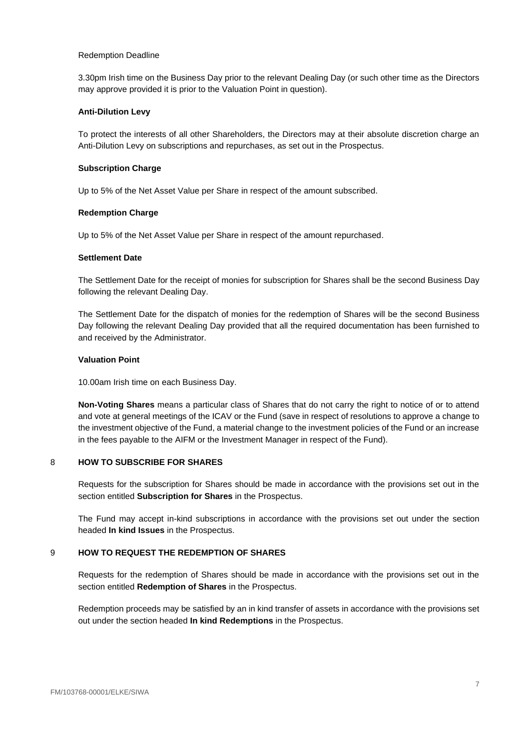Redemption Deadline

3.30pm Irish time on the Business Day prior to the relevant Dealing Day (or such other time as the Directors may approve provided it is prior to the Valuation Point in question).

**Anti-Dilution Levy**

To protect the interests of all other Shareholders, the Directors may at their absolute discretion charge an Anti-Dilution Levy on subscriptions and repurchases, as set out in the Prospectus.

**Subscription Charge**

Up to 5% of the Net Asset Value per Share in respect of the amount subscribed.

**Redemption Charge**

Up to 5% of the Net Asset Value per Share in respect of the amount repurchased.

**Settlement Date**

The Settlement Date for the receipt of monies for subscription for Shares shall be the second Business Day following the relevant Dealing Day.

The Settlement Date for the dispatch of monies for the redemption of Shares will be the second Business Day following the relevant Dealing Day provided that all the required documentation has been furnished to and received by the Administrator.

**Valuation Point**

10.00am Irish time on each Business Day.

**Non-Voting Shares** means a particular class of Shares that do not carry the right to notice of or to attend and vote at general meetings of the ICAV or the Fund (save in respect of resolutions to approve a change to the investment objective of the Fund, a material change to the investment policies of the Fund or an increase in the fees payable to the AIFM or the Investment Manager in respect of the Fund).

## 8 HOW TO SUBSCRIBE FOR SHARES

Requests for the subscription for Shares should be made in accordance with the provisions set out in the section entitled **Subscription for Shares** in the Prospectus.

The Fund may accept in-kind subscriptions in accordance with the provisions set out under the section headed **In kind Issues** in the Prospectus.

## 9 HOW TO REQUEST THE REDEMPTION OF SHARES

Requests for the redemption of Shares should be made in accordance with the provisions set out in the section entitled **Redemption of Shares** in the Prospectus.

Redemption proceeds may be satisfied by an in kind transfer of assets in accordance with the provisions set out under the section headed **In kind Redemptions** in the Prospectus.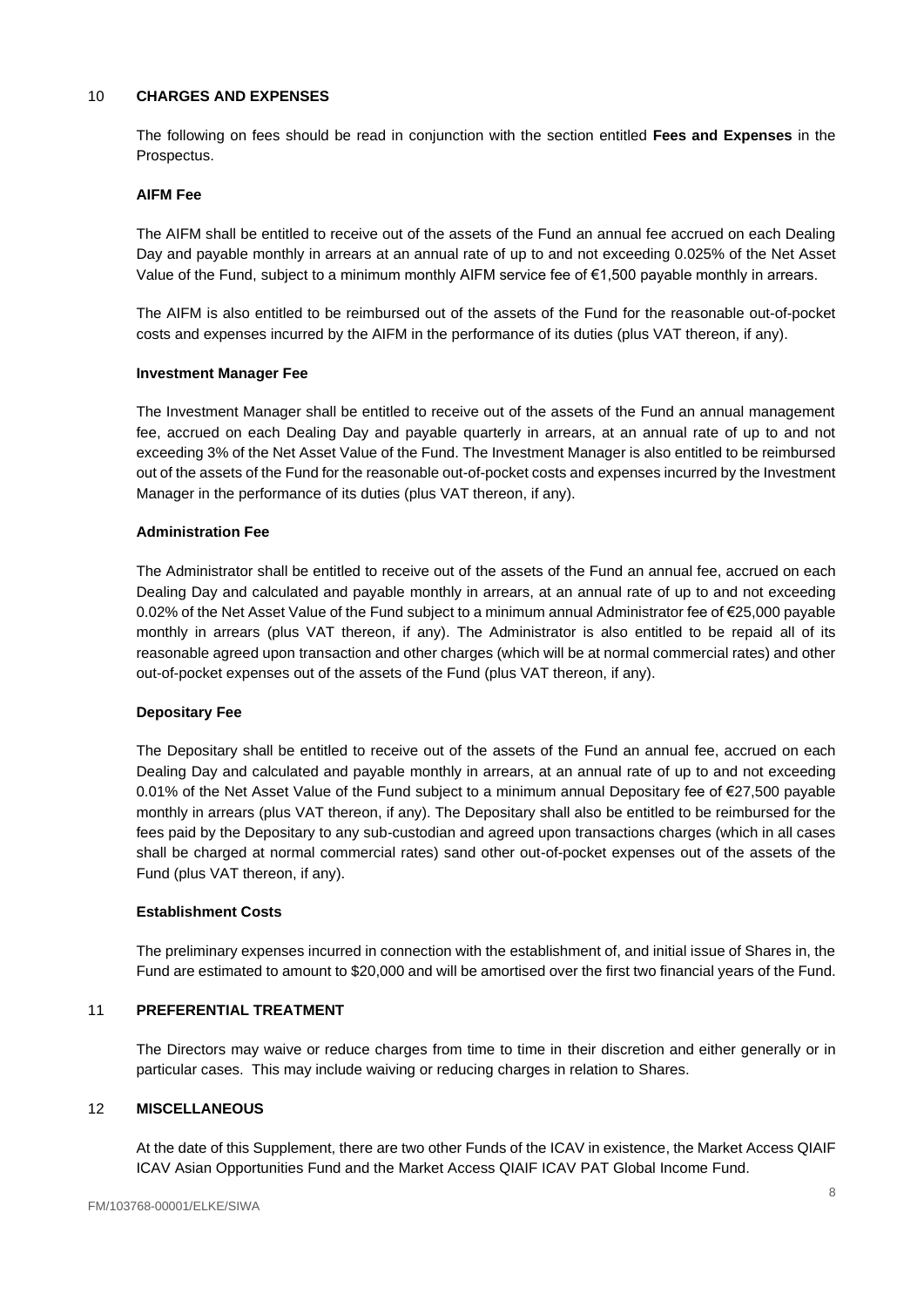## 10 CHARGES AND EXPENSES

The following on fees should be read in conjunction with the section entitled **Fees and Expenses** in the Prospectus.

### AIFM Fee

The AIFM shall be entitled to receive out of the assets of the Fund an annual fee accrued on each Dealing Day and payable monthly in arrears at an annual rate of up to and not exceeding 0.025% of the Net Asset Value of the Fund, subject to a minimum monthly AIFM service fee of €1,500 payable monthly in arrears.

The AIFM is also entitled to be reimbursed out of the assets of the Fund for the reasonable out-of-pocket costs and expenses incurred by the AIFM in the performance of its duties (plus VAT thereon, if any).

### Investment Manager Fee

The Investment Manager shall be entitled to receive out of the assets of the Fund an annual management fee, accrued on each Dealing Day and payable quarterly in arrears, at an annual rate of up to and not exceeding 3% of the Net Asset Value of the Fund. The Investment Manager is also entitled to be reimbursed out of the assets of the Fund for the reasonable out-of-pocket costs and expenses incurred by the Investment Manager in the performance of its duties (plus VAT thereon, if any).

### Administration Fee

The Administrator shall be entitled to receive out of the assets of the Fund an annual fee, accrued on each Dealing Day and calculated and payable monthly in arrears, at an annual rate of up to and not exceeding 0.02% of the Net Asset Value of the Fund subject to a minimum annual Administrator fee of €25,000 payable monthly in arrears (plus VAT thereon, if any). The Administrator is also entitled to be repaid all of its reasonable agreed upon transaction and other charges (which will be at normal commercial rates) and other out-of-pocket expenses out of the assets of the Fund (plus VAT thereon, if any).

### Depositary Fee

The Depositary shall be entitled to receive out of the assets of the Fund an annual fee, accrued on each Dealing Day and calculated and payable monthly in arrears, at an annual rate of up to and not exceeding 0.01% of the Net Asset Value of the Fund subject to a minimum annual Depositary fee of €27,500 payable monthly in arrears (plus VAT thereon, if any). The Depositary shall also be entitled to be reimbursed for the fees paid by the Depositary to any sub-custodian and agreed upon transactions charges (which in all cases shall be charged at normal commercial rates) sand other out-of-pocket expenses out of the assets of the Fund (plus VAT thereon, if any).

### Establishment Costs

The preliminary expenses incurred in connection with the establishment of, and initial issue of Shares in, the Fund are estimated to amount to $20,000 and will be amortised over the first two financial years of the Fund.

## 11 PREFERENTIAL TREATMENT

The Directors may waive or reduce charges from time to time in their discretion and either generally or in particular cases. This may include waiving or reducing charges in relation to Shares.

## 12 MISCELLANEOUS

At the date of this Supplement, there are two other Funds of the ICAV in existence, the Market Access QIAIF ICAV Asian Opportunities Fund and the Market Access QIAIF ICAV PAT Global Income Fund.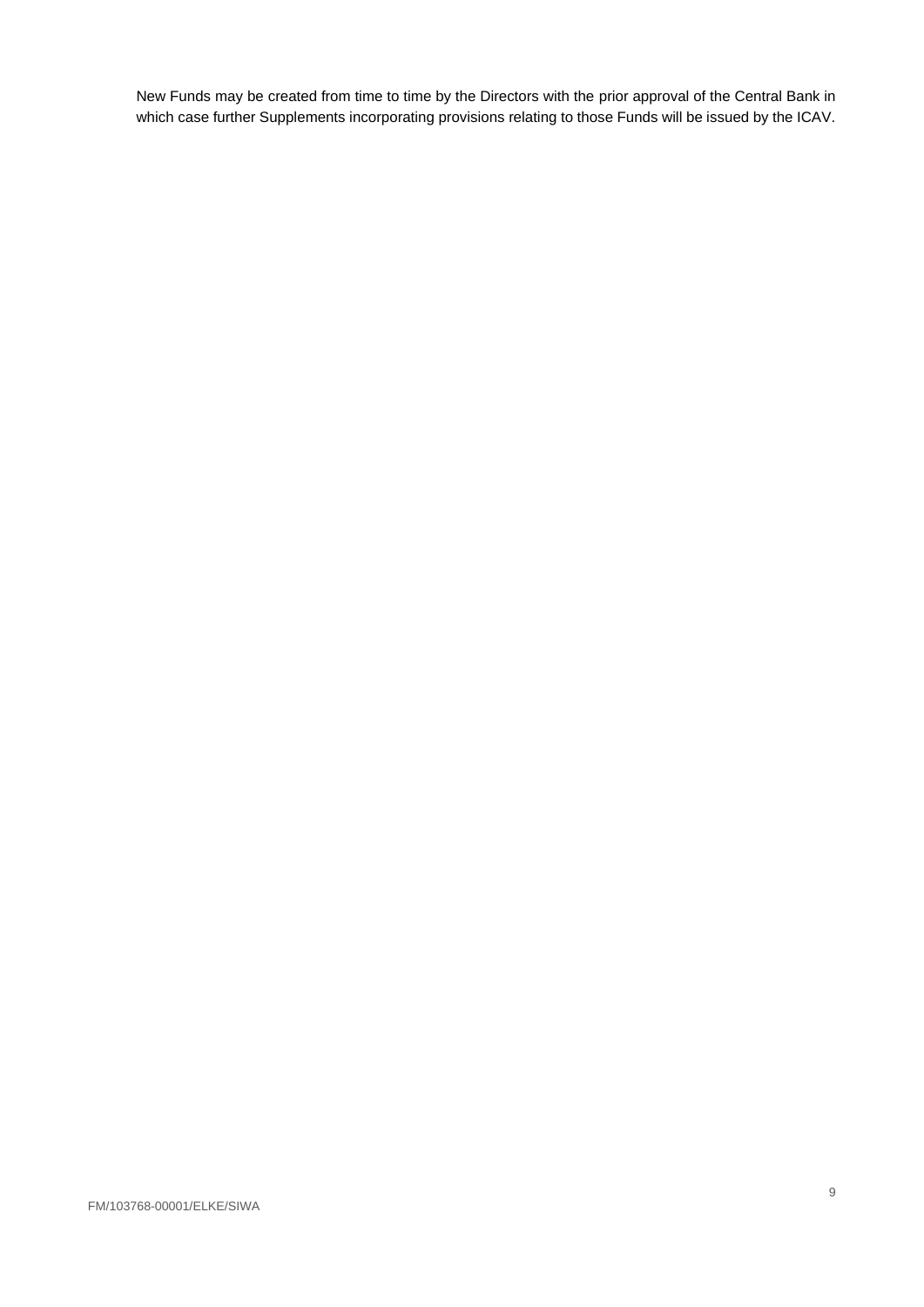New Funds may be created from time to time by the Directors with the prior approval of the Central Bank in which case further Supplements incorporating provisions relating to those Funds will be issued by the ICAV.